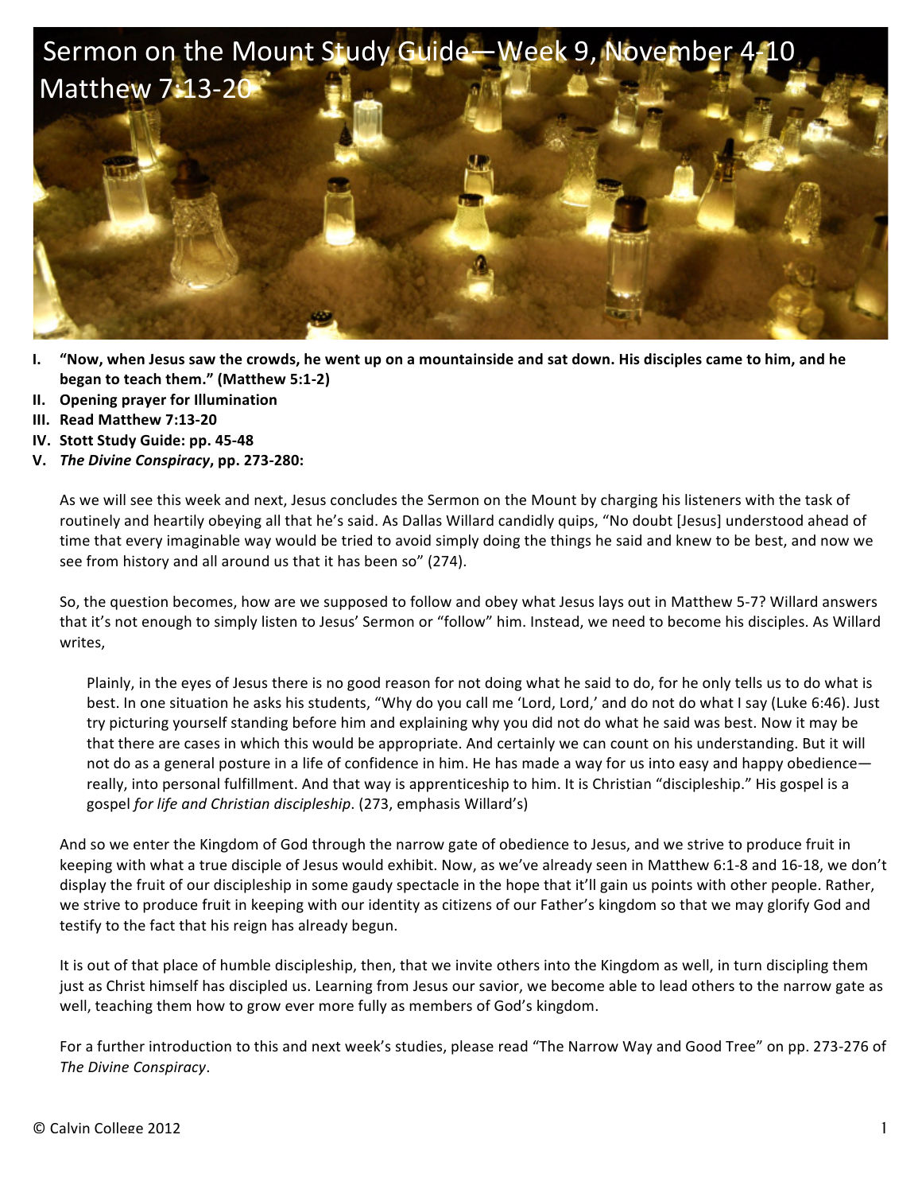# Sermon on the Mount Study Guide—Week 9, November 4-10
# Matthew 7:13-20

I. **"Now, when Jesus saw the crowds, he went up on a mountainside and sat down. His disciples came to him, and he began to teach them." (Matthew 5:1-2)**
II. **Opening prayer for Illumination**
III. **Read Matthew 7:13-20**
IV. **Stott Study Guide: pp. 45-48**
V. ***The Divine Conspiracy*, pp. 273-280:**

As we will see this week and next, Jesus concludes the Sermon on the Mount by charging his listeners with the task of routinely and heartily obeying all that he's said. As Dallas Willard candidly quips, "No doubt [Jesus] understood ahead of time that every imaginable way would be tried to avoid simply doing the things he said and knew to be best, and now we see from history and all around us that it has been so" (274).

So, the question becomes, how are we supposed to follow and obey what Jesus lays out in Matthew 5-7? Willard answers that it's not enough to simply listen to Jesus' Sermon or "follow" him. Instead, we need to become his disciples. As Willard writes,

> Plainly, in the eyes of Jesus there is no good reason for not doing what he said to do, for he only tells us to do what is best. In one situation he asks his students, "Why do you call me 'Lord, Lord,' and do not do what I say (Luke 6:46). Just try picturing yourself standing before him and explaining why you did not do what he said was best. Now it may be that there are cases in which this would be appropriate. And certainly we can count on his understanding. But it will not do as a general posture in a life of confidence in him. He has made a way for us into easy and happy obedience—really, into personal fulfillment. And that way is apprenticeship to him. It is Christian "discipleship." His gospel is a gospel *for life and Christian discipleship*. (273, emphasis Willard's)

And so we enter the Kingdom of God through the narrow gate of obedience to Jesus, and we strive to produce fruit in keeping with what a true disciple of Jesus would exhibit. Now, as we've already seen in Matthew 6:1-8 and 16-18, we don't display the fruit of our discipleship in some gaudy spectacle in the hope that it'll gain us points with other people. Rather, we strive to produce fruit in keeping with our identity as citizens of our Father's kingdom so that we may glorify God and testify to the fact that his reign has already begun.

It is out of that place of humble discipleship, then, that we invite others into the Kingdom as well, in turn discipling them just as Christ himself has discipled us. Learning from Jesus our savior, we become able to lead others to the narrow gate as well, teaching them how to grow ever more fully as members of God's kingdom.

For a further introduction to this and next week's studies, please read "The Narrow Way and Good Tree" on pp. 273-276 of *The Divine Conspiracy*.

© Calvin College 2012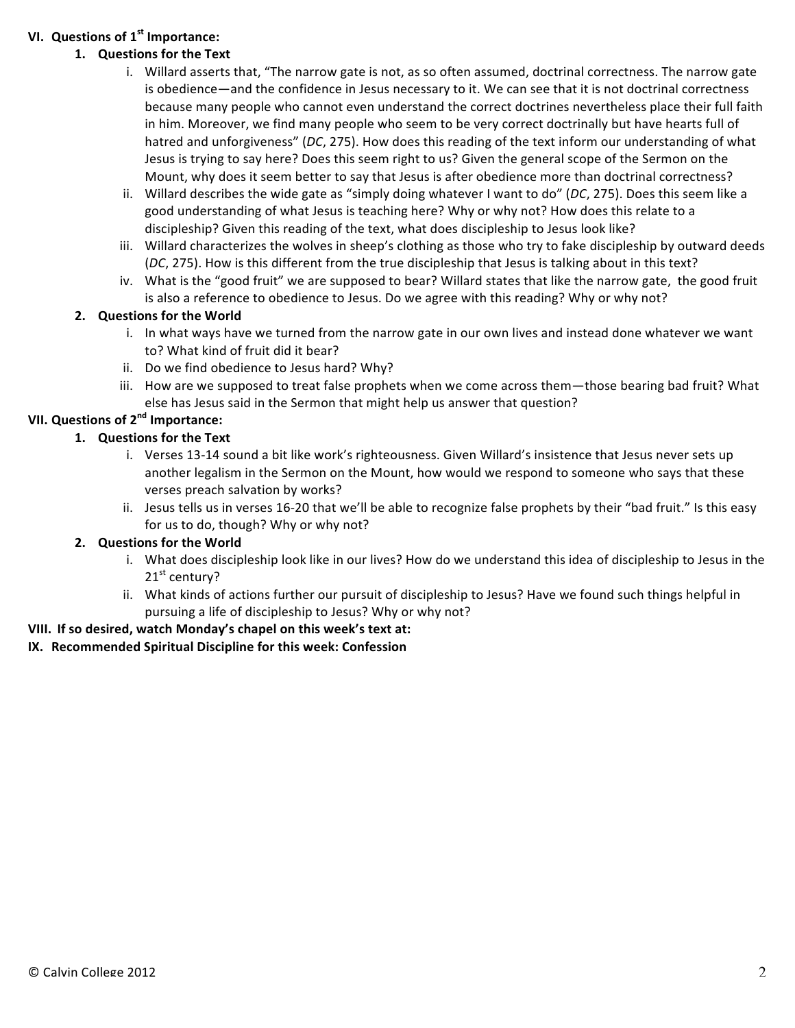**VI. Questions of 1st Importance:**

**1. Questions for the Text**

i. Willard asserts that, "The narrow gate is not, as so often assumed, doctrinal correctness. The narrow gate is obedience—and the confidence in Jesus necessary to it. We can see that it is not doctrinal correctness because many people who cannot even understand the correct doctrines nevertheless place their full faith in him. Moreover, we find many people who seem to be very correct doctrinally but have hearts full of hatred and unforgiveness" (*DC*, 275). How does this reading of the text inform our understanding of what Jesus is trying to say here? Does this seem right to us? Given the general scope of the Sermon on the Mount, why does it seem better to say that Jesus is after obedience more than doctrinal correctness?

ii. Willard describes the wide gate as "simply doing whatever I want to do" (*DC*, 275). Does this seem like a good understanding of what Jesus is teaching here? Why or why not? How does this relate to a discipleship? Given this reading of the text, what does discipleship to Jesus look like?

iii. Willard characterizes the wolves in sheep's clothing as those who try to fake discipleship by outward deeds (*DC*, 275). How is this different from the true discipleship that Jesus is talking about in this text?

iv. What is the "good fruit" we are supposed to bear? Willard states that like the narrow gate, the good fruit is also a reference to obedience to Jesus. Do we agree with this reading? Why or why not?

**2. Questions for the World**

i. In what ways have we turned from the narrow gate in our own lives and instead done whatever we want to? What kind of fruit did it bear?

ii. Do we find obedience to Jesus hard? Why?

iii. How are we supposed to treat false prophets when we come across them—those bearing bad fruit? What else has Jesus said in the Sermon that might help us answer that question?

**VII. Questions of 2nd Importance:**

**1. Questions for the Text**

i. Verses 13-14 sound a bit like work's righteousness. Given Willard's insistence that Jesus never sets up another legalism in the Sermon on the Mount, how would we respond to someone who says that these verses preach salvation by works?

ii. Jesus tells us in verses 16-20 that we'll be able to recognize false prophets by their "bad fruit." Is this easy for us to do, though? Why or why not?

**2. Questions for the World**

i. What does discipleship look like in our lives? How do we understand this idea of discipleship to Jesus in the 21st century?

ii. What kinds of actions further our pursuit of discipleship to Jesus? Have we found such things helpful in pursuing a life of discipleship to Jesus? Why or why not?

**VIII. If so desired, watch Monday's chapel on this week's text at:**

**IX. Recommended Spiritual Discipline for this week: Confession**

© Calvin College 2012